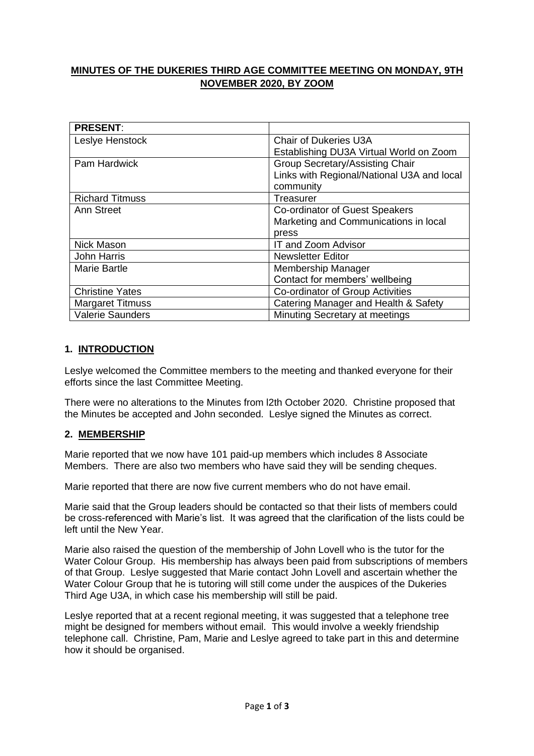# MINUTES OF THE DUKERIES THIRD AGE COMMITTEE MEETING ON MONDAY, 9TH NOVEMBER 2020, BY ZOOM

| **PRESENT**: | |
|---|---|
| Leslye Henstock | Chair of Dukeries U3A<br>Establishing DU3A Virtual World on Zoom |
| Pam Hardwick | Group Secretary/Assisting Chair<br>Links with Regional/National U3A and local community |
| Richard Titmuss | Treasurer |
| Ann Street | Co-ordinator of Guest Speakers<br>Marketing and Communications in local press |
| Nick Mason | IT and Zoom Advisor |
| John Harris | Newsletter Editor |
| Marie Bartle | Membership Manager<br>Contact for members' wellbeing |
| Christine Yates | Co-ordinator of Group Activities |
| Margaret Titmuss | Catering Manager and Health & Safety |
| Valerie Saunders | Minuting Secretary at meetings |

## 1. INTRODUCTION

Leslye welcomed the Committee members to the meeting and thanked everyone for their efforts since the last Committee Meeting.

There were no alterations to the Minutes from l2th October 2020. Christine proposed that the Minutes be accepted and John seconded. Leslye signed the Minutes as correct.

## 2. MEMBERSHIP

Marie reported that we now have 101 paid-up members which includes 8 Associate Members. There are also two members who have said they will be sending cheques.

Marie reported that there are now five current members who do not have email.

Marie said that the Group leaders should be contacted so that their lists of members could be cross-referenced with Marie's list. It was agreed that the clarification of the lists could be left until the New Year.

Marie also raised the question of the membership of John Lovell who is the tutor for the Water Colour Group. His membership has always been paid from subscriptions of members of that Group. Leslye suggested that Marie contact John Lovell and ascertain whether the Water Colour Group that he is tutoring will still come under the auspices of the Dukeries Third Age U3A, in which case his membership will still be paid.

Leslye reported that at a recent regional meeting, it was suggested that a telephone tree might be designed for members without email. This would involve a weekly friendship telephone call. Christine, Pam, Marie and Leslye agreed to take part in this and determine how it should be organised.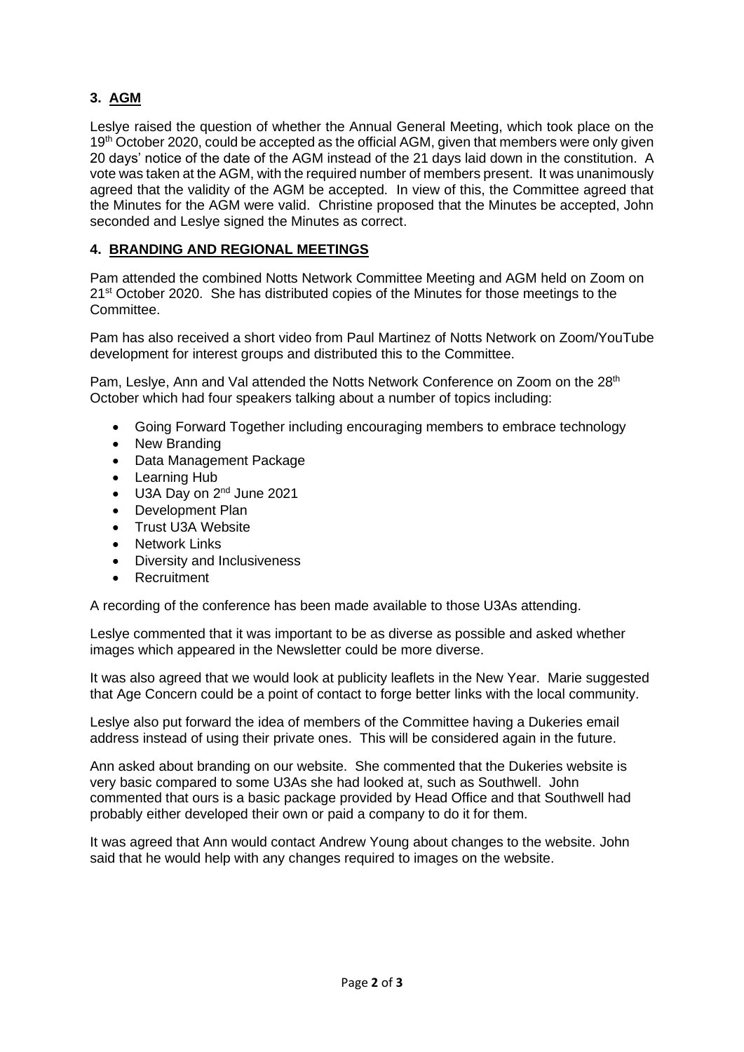## 3. AGM

Leslye raised the question of whether the Annual General Meeting, which took place on the 19th October 2020, could be accepted as the official AGM, given that members were only given 20 days' notice of the date of the AGM instead of the 21 days laid down in the constitution. A vote was taken at the AGM, with the required number of members present. It was unanimously agreed that the validity of the AGM be accepted. In view of this, the Committee agreed that the Minutes for the AGM were valid. Christine proposed that the Minutes be accepted, John seconded and Leslye signed the Minutes as correct.

## 4. BRANDING AND REGIONAL MEETINGS

Pam attended the combined Notts Network Committee Meeting and AGM held on Zoom on 21st October 2020. She has distributed copies of the Minutes for those meetings to the Committee.

Pam has also received a short video from Paul Martinez of Notts Network on Zoom/YouTube development for interest groups and distributed this to the Committee.

Pam, Leslye, Ann and Val attended the Notts Network Conference on Zoom on the 28th October which had four speakers talking about a number of topics including:

- Going Forward Together including encouraging members to embrace technology
- New Branding
- Data Management Package
- Learning Hub
- U3A Day on 2nd June 2021
- Development Plan
- Trust U3A Website
- Network Links
- Diversity and Inclusiveness
- Recruitment

A recording of the conference has been made available to those U3As attending.

Leslye commented that it was important to be as diverse as possible and asked whether images which appeared in the Newsletter could be more diverse.

It was also agreed that we would look at publicity leaflets in the New Year. Marie suggested that Age Concern could be a point of contact to forge better links with the local community.

Leslye also put forward the idea of members of the Committee having a Dukeries email address instead of using their private ones. This will be considered again in the future.

Ann asked about branding on our website. She commented that the Dukeries website is very basic compared to some U3As she had looked at, such as Southwell. John commented that ours is a basic package provided by Head Office and that Southwell had probably either developed their own or paid a company to do it for them.

It was agreed that Ann would contact Andrew Young about changes to the website. John said that he would help with any changes required to images on the website.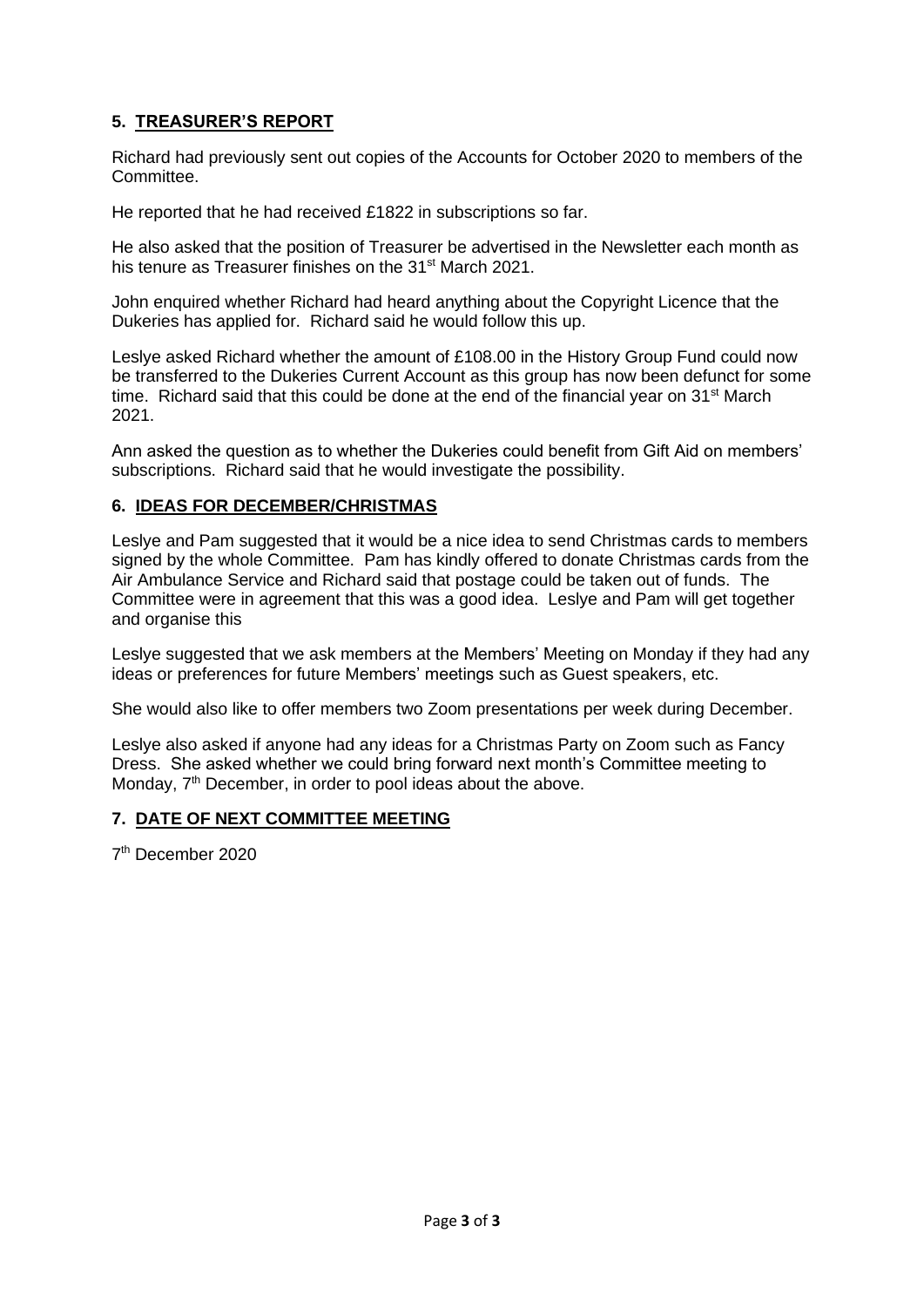## 5. TREASURER'S REPORT

Richard had previously sent out copies of the Accounts for October 2020 to members of the Committee.

He reported that he had received £1822 in subscriptions so far.

He also asked that the position of Treasurer be advertised in the Newsletter each month as his tenure as Treasurer finishes on the 31st March 2021.

John enquired whether Richard had heard anything about the Copyright Licence that the Dukeries has applied for. Richard said he would follow this up.

Leslye asked Richard whether the amount of £108.00 in the History Group Fund could now be transferred to the Dukeries Current Account as this group has now been defunct for some time. Richard said that this could be done at the end of the financial year on 31st March 2021.

Ann asked the question as to whether the Dukeries could benefit from Gift Aid on members' subscriptions. Richard said that he would investigate the possibility.

## 6. IDEAS FOR DECEMBER/CHRISTMAS

Leslye and Pam suggested that it would be a nice idea to send Christmas cards to members signed by the whole Committee. Pam has kindly offered to donate Christmas cards from the Air Ambulance Service and Richard said that postage could be taken out of funds. The Committee were in agreement that this was a good idea. Leslye and Pam will get together and organise this

Leslye suggested that we ask members at the Members' Meeting on Monday if they had any ideas or preferences for future Members' meetings such as Guest speakers, etc.

She would also like to offer members two Zoom presentations per week during December.

Leslye also asked if anyone had any ideas for a Christmas Party on Zoom such as Fancy Dress. She asked whether we could bring forward next month's Committee meeting to Monday, 7th December, in order to pool ideas about the above.

## 7. DATE OF NEXT COMMITTEE MEETING

7th December 2020